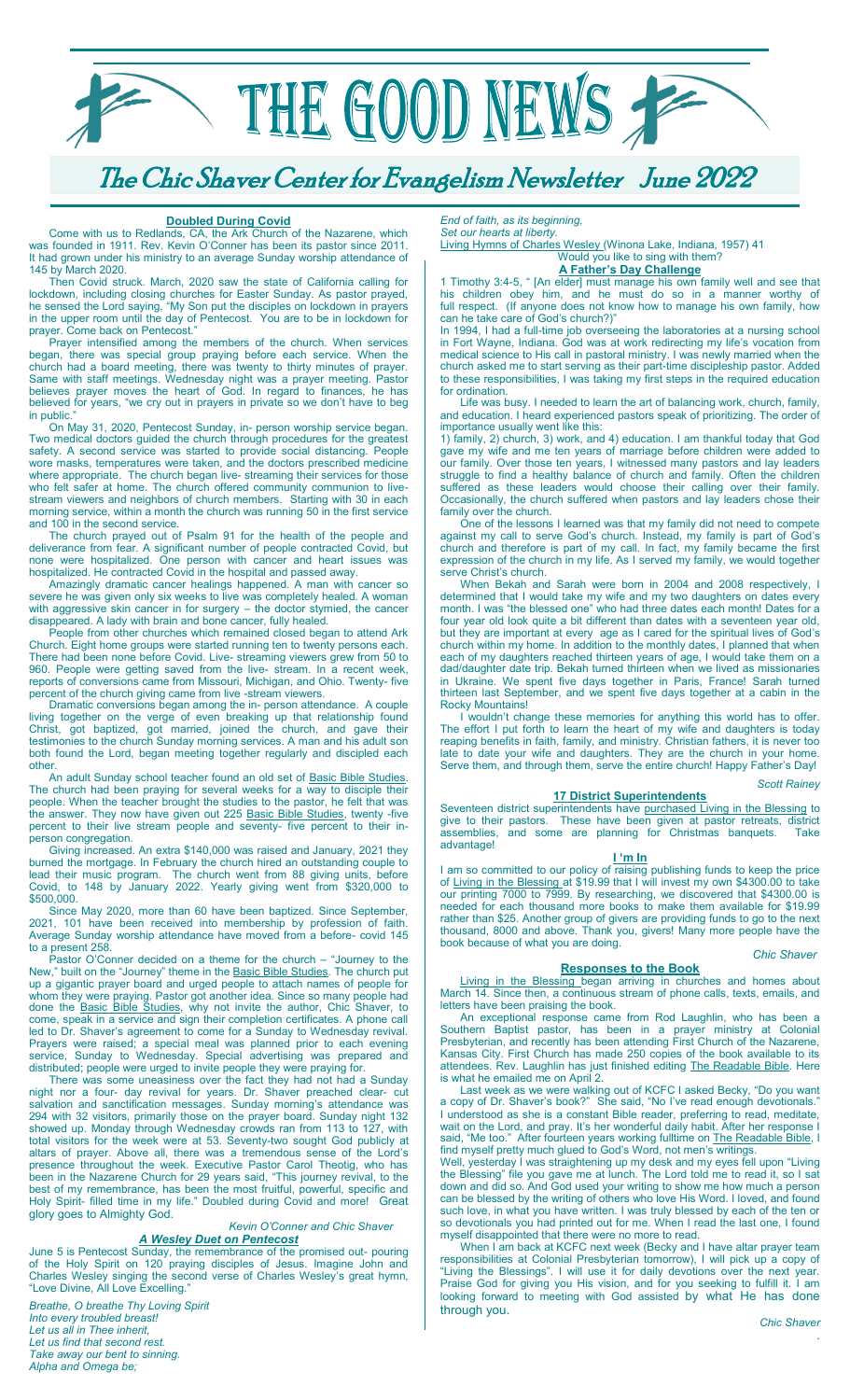# THE GOOD NEWS

## The Chic Shaver Center for Evangelism Newsletter June 2022

### Doubled During Covid

Come with us to Redlands, CA, the Ark Church of the Nazarene, which was founded in 1911. Rev. Kevin O'Conner has been its pastor since 2011. It had grown under his ministry to an average Sunday worship attendance of 145 by March 2020.

Then Covid struck. March, 2020 saw the state of California calling for lockdown, including closing churches for Easter Sunday. As pastor prayed, he sensed the Lord saying, "My Son put the disciples on lockdown in prayers in the upper room until the day of Pentecost. You are to be in lockdown for prayer. Come back on Pentecost."

Prayer intensified among the members of the church. When services began, there was special group praying before each service. When the church had a board meeting, there was twenty to thirty minutes of prayer. Same with staff meetings. Wednesday night was a prayer meeting. Pastor believes prayer moves the heart of God. In regard to finances, he has believed for years, "we cry out in prayers in private so we don't have to beg in public."

On May 31, 2020, Pentecost Sunday, in- person worship service began. Two medical doctors guided the church through procedures for the greatest safety. A second service was started to provide social distancing. People wore masks, temperatures were taken, and the doctors prescribed medicine where appropriate. The church began live- streaming their services for those who felt safer at home. The church offered community communion to live-stream viewers and neighbors of church members. Starting with 30 in each morning service, within a month the church was running 50 in the first service and 100 in the second service.

The church prayed out of Psalm 91 for the health of the people and deliverance from fear. A significant number of people contracted Covid, but none were hospitalized. One person with cancer and heart issues was hospitalized. He contracted Covid in the hospital and passed away.

Amazingly dramatic cancer healings happened. A man with cancer so severe he was given only six weeks to live was completely healed. A woman with aggressive skin cancer in for surgery – the doctor stymied, the cancer disappeared. A lady with brain and bone cancer, fully healed.

People from other churches which remained closed began to attend Ark Church. Eight home groups were started running ten to twenty persons each. There had been none before Covid. Live- streaming viewers grew from 50 to 960. People were getting saved from the live- stream. In a recent week, reports of conversions came from Missouri, Michigan, and Ohio. Twenty- five percent of the church giving came from live -stream viewers.

Dramatic conversions began among the in- person attendance. A couple living together on the verge of even breaking up that relationship found Christ, got baptized, got married, joined the church, and gave their testimonies to the church Sunday morning services. A man and his adult son both found the Lord, began meeting together regularly and discipled each other.

An adult Sunday school teacher found an old set of Basic Bible Studies. The church had been praying for several weeks for a way to disciple their people. When the teacher brought the studies to the pastor, he felt that was the answer. They now have given out 225 Basic Bible Studies, twenty -five percent to their live stream people and seventy- five percent to their in-person congregation.

Giving increased. An extra $140,000 was raised and January, 2021 they burned the mortgage. In February the church hired an outstanding couple to lead their music program. The church went from 88 giving units, before Covid, to 148 by January 2022. Yearly giving went from $320,000 to $500,000.

Since May 2020, more than 60 have been baptized. Since September, 2021, 101 have been received into membership by profession of faith. Average Sunday worship attendance have moved from a before- covid 145 to a present 258.

Pastor O'Conner decided on a theme for the church – "Journey to the New," built on the "Journey" theme in the Basic Bible Studies. The church put up a gigantic prayer board and urged people to attach names of people for whom they were praying. Pastor got another idea. Since so many people had done the Basic Bible Studies, why not invite the author, Chic Shaver, to come, speak in a service and sign their completion certificates. A phone call led to Dr. Shaver's agreement to come for a Sunday to Wednesday revival. Prayers were raised; a special meal was planned prior to each evening service, Sunday to Wednesday. Special advertising was prepared and distributed; people were urged to invite people they were praying for.

There was some uneasiness over the fact they had not had a Sunday night nor a four- day revival for years. Dr. Shaver preached clear- cut salvation and sanctification messages. Sunday morning's attendance was 294 with 32 visitors, primarily those on the prayer board. Sunday night 132 showed up. Monday through Wednesday crowds ran from 113 to 127, with total visitors for the week were at 53. Seventy-two sought God publicly at altars of prayer. Above all, there was a tremendous sense of the Lord's presence throughout the week. Executive Pastor Carol Theotig, who has been in the Nazarene Church for 29 years said, "This journey revival, to the best of my remembrance, has been the most fruitful, powerful, specific and Holy Spirit- filled time in my life." Doubled during Covid and more! Great glory goes to Almighty God.

*Kevin O'Conner and Chic Shaver*

### *A Wesley Duet on Pentecost*

June 5 is Pentecost Sunday, the remembrance of the promised out- pouring of the Holy Spirit on 120 praying disciples of Jesus. Imagine John and Charles Wesley singing the second verse of Charles Wesley's great hymn, "Love Divine, All Love Excelling."

*Breathe, O breathe Thy Loving Spirit*
*Into every troubled breast!*
*Let us all in Thee inherit,*
*Let us find that second rest.*
*Take away our bent to sinning.*
*Alpha and Omega be;*
*End of faith, as its beginning,*
*Set our hearts at liberty.*

Living Hymns of Charles Wesley (Winona Lake, Indiana, 1957) 41
Would you like to sing with them?

### A Father's Day Challenge

1 Timothy 3:4-5, " [An elder] must manage his own family well and see that his children obey him, and he must do so in a manner worthy of full respect. (If anyone does not know how to manage his own family, how can he take care of God's church?)"

In 1994, I had a full-time job overseeing the laboratories at a nursing school in Fort Wayne, Indiana. God was at work redirecting my life's vocation from medical science to His call in pastoral ministry. I was newly married when the church asked me to start serving as their part-time discipleship pastor. Added to these responsibilities, I was taking my first steps in the required education for ordination.

Life was busy. I needed to learn the art of balancing work, church, family, and education. I heard experienced pastors speak of prioritizing. The order of importance usually went like this:

1) family, 2) church, 3) work, and 4) education. I am thankful today that God gave my wife and me ten years of marriage before children were added to our family. Over those ten years, I witnessed many pastors and lay leaders struggle to find a healthy balance of church and family. Often the children suffered as these leaders would choose their calling over their family. Occasionally, the church suffered when pastors and lay leaders chose their family over the church.

One of the lessons I learned was that my family did not need to compete against my call to serve God's church. Instead, my family is part of God's church and therefore is part of my call. In fact, my family became the first expression of the church in my life. As I served my family, we would together serve Christ's church.

When Bekah and Sarah were born in 2004 and 2008 respectively, I determined that I would take my wife and my two daughters on dates every month. I was "the blessed one" who had three dates each month! Dates for a four year old look quite a bit different than dates with a seventeen year old, but they are important at every age as I cared for the spiritual lives of God's church within my home. In addition to the monthly dates, I planned that when each of my daughters reached thirteen years of age, I would take them on a dad/daughter date trip. Bekah turned thirteen when we lived as missionaries in Ukraine. We spent five days together in Paris, France! Sarah turned thirteen last September, and we spent five days together at a cabin in the Rocky Mountains!

I wouldn't change these memories for anything this world has to offer. The effort I put forth to learn the heart of my wife and daughters is today reaping benefits in faith, family, and ministry. Christian fathers, it is never too late to date your wife and daughters. They are the church in your home. Serve them, and through them, serve the entire church! Happy Father's Day!

*Scott Rainey*

### 17 District Superintendents

Seventeen district superintendents have purchased Living in the Blessing to give to their pastors. These have been given at pastor retreats, district assemblies, and some are planning for Christmas banquets. Take advantage!

### I 'm In

I am so committed to our policy of raising publishing funds to keep the price of Living in the Blessing at $19.99 that I will invest my own $4300.00 to take our printing 7000 to 7999. By researching, we discovered that $4300.00 is needed for each thousand more books to make them available for $19.99 rather than $25. Another group of givers are providing funds to go to the next thousand, 8000 and above. Thank you, givers! Many more people have the book because of what you are doing.

*Chic Shaver*

### Responses to the Book

Living in the Blessing began arriving in churches and homes about March 14. Since then, a continuous stream of phone calls, texts, emails, and letters have been praising the book.

An exceptional response came from Rod Laughlin, who has been a Southern Baptist pastor, has been in a prayer ministry at Colonial Presbyterian, and recently has been attending First Church of the Nazarene, Kansas City. First Church has made 250 copies of the book available to its attendees. Rev. Laughlin has just finished editing The Readable Bible. Here is what he emailed me on April 2.

Last week as we were walking out of KCFC I asked Becky, "Do you want a copy of Dr. Shaver's book?" She said, "No I've read enough devotionals." I understood as she is a constant Bible reader, preferring to read, meditate, wait on the Lord, and pray. It's her wonderful daily habit. After her response I said, "Me too." After fourteen years working fulltime on The Readable Bible, I find myself pretty much glued to God's Word, not men's writings.

Well, yesterday I was straightening up my desk and my eyes fell upon "Living the Blessing" file you gave me at lunch. The Lord told me to read it, so I sat down and did so. And God used your writing to show me how much a person can be blessed by the writing of others who love His Word. I loved, and found such love, in what you have written. I was truly blessed by each of the ten or so devotionals you had printed out for me. When I read the last one, I found myself disappointed that there were no more to read.

When I am back at KCFC next week (Becky and I have altar prayer team responsibilities at Colonial Presbyterian tomorrow), I will pick up a copy of "Living the Blessings". I will use it for daily devotions over the next year. Praise God for giving you His vision, and for you seeking to fulfill it. I am looking forward to meeting with God assisted by what He has done through you.

*Chic Shaver*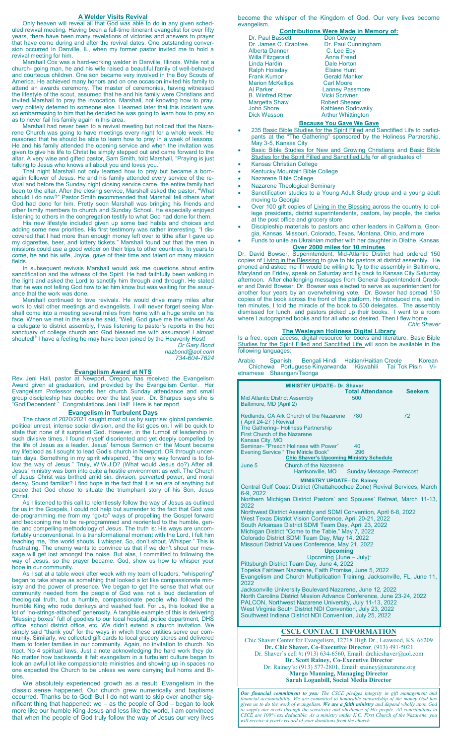## A Welder Visits Revival

Only heaven will reveal all that God was able to do in any given scheduled revival meeting. Having been a full-time itinerant evangelist for over fifty years, there have been many revelations of victories and answers to prayer that have come during and after the revival dates. One outstanding conversion occurred in Danville, IL, when my former pastor invited me to hold a revival meeting for him.

Marshall Cox was a hard-working welder in Danville, Illinois. While not a church- going man, he and his wife raised a beautiful family of well-behaved and courteous children. One son became very involved in the Boy Scouts of America. He achieved many honors and on one occasion invited his family to attend an awards ceremony. The master of ceremonies, having witnessed the lifestyle of the scout, assumed that he and his family were Christians and invited Marshall to pray the invocation. Marshall, not knowing how to pray, very politely deferred to someone else. I learned later that this incident was so embarrassing to him that he decided he was going to learn how to pray so as to never fail his family again in this area.

Marshall had never been to a revival meeting but noticed that the Nazarene Church was going to have meetings every night for a whole week. He reasoned that he should be able to learn how to pray in a week of lessons. He and his family attended the opening service and when the invitation was given to give his life to Christ he simply stepped out and came forward to the altar. A very wise and gifted pastor, Sam Smith, told Marshall, "Praying is just talking to Jesus who knows all about you and loves you."

That night Marshall not only learned how to pray but became a born-again follower of Jesus. He and his family attended every service of the revival and before the Sunday night closing service came, the entire family had been to the altar. After the closing service, Marshall asked the pastor, "What should I do now?" Pastor Smith recommended that Marshall tell others what God had done for him. Pretty soon Marshall was bringing his friends and other family members to church and Sunday School. He especially enjoyed listening to others in the congregation testify to what God had done for them.

His new lifestyle included given up some bad habits and choices and adding some new priorities. His first testimony was rather interesting. "I discovered that I had more than enough money left over to tithe after I gave up my cigarettes, beer, and lottery tickets." Marshall found out that the men in missions could use a good welder on their trips to other countries. In years to come, he and his wife, Joyce, gave of their time and talent on many mission fields.

In subsequent revivals Marshall would ask me questions about entire sanctification and the witness of the Spirit. He had faithfully been walking in the light and asked the Lord to sanctify him through and through. He stated that he was not telling God how to let him know but was waiting for the assurance that the work was done.

Marshall continued to love revivals. He would drive many miles after work to visit other meetings and evangelists. I will never forget seeing Marshall come into a meeting several miles from home with a huge smile on his face. When we met in the aisle he said, "Well, God gave me the witness! As a delegate to district assembly, I was listening to pastor's reports in the hot sanctuary of college church and God blessed me with assurance! I almost shouted!" I have a feeling he may have been joined by the Heavenly Host!

*Dr Gary Bond*
*nazbond@aol.com*
*734-604-7624*

## Evangelism Award at NTS

Rev Jeni Hall, pastor at Newport, Oregon, has received the Evangelism Award given at graduation, and provided by the Evangelism Center. Her Evangelism Professor reports her church Sunday attendance and small group discipleship has doubled over the last year. Dr. Sharpes says she is "God Dependent." Congratulations Jeni Hall! Here is her report.

## Evangelism in Turbulent Days

The chaos of 2020/2021 caught most of us by surprise: global pandemic, political unrest, intense social division, and the list goes on. I will be quick to state that none of it surprised God. However, in the turmoil of leadership in such divisive times, I found myself disoriented and yet deeply compelled by the life of Jesus as a leader. Jesus' famous Sermon on the Mount became my lifeblood as I sought to lead God's church in Newport, OR through uncertain days. Something in my spirit whispered, "the only way forward is to follow the way of Jesus." Truly, W.W.J.D? (What would Jesus do?) After all, Jesus' ministry was born into quite a hostile environment as well. The Church of Jesus Christ was birthed amid sin, division, perverted power, and moral decay. Sound familiar? I find hope in the fact that it is an era of anything but peace that God chose to situate the triumphant story of his Son, Jesus Christ.

As I listened to this call to relentlessly follow the way of Jesus as outlined for us in the Gospels, I could not help but surrender to the fact that God was de-programming me from my "go-to" ways of propelling the Gospel forward and beckoning me to be re-programmed and reoriented to the humble, gentle, and compelling methodology of Jesus. The truth is: His ways are uncomfortably unconventional. In a transformational moment with the Lord, I felt him teaching me, "the world shouts. I whisper. So, don't shout. Whisper." This is frustrating. The enemy wants to convince us that if we don't shout our message will get lost amongst the noise. But alas, I committed to following the way of Jesus, so the prayer became: God, show us how to whisper your hope in our community.

As I sat at a table week after week with my team of leaders, "whispering" began to take shape as something that looked a lot like compassionate ministry and the power of presence. We began to get the sense that what our community needed from the people of God was not a loud declaration of theological truth, but a humble, compassionate people who followed the humble King who rode donkeys and washed feet. For us, this looked like a lot of "no-strings-attached" generosity. A tangible example of this is delivering "blessing boxes" full of goodies to our local hospital, police department, DHS office, school district office, etc. We didn't extend a church invitation. We simply said "thank you" for the ways in which these entities serve our community. Similarly, we collected gift cards to local grocery stores and delivered them to foster families in our community. Again, no invitation to church. No tract. No 4 spiritual laws. Just a note acknowledging the hard work they do. No matter how backwards it felt evangelism in a turbulent culture began to look an awful lot like compassionate ministries and showing up in spaces no one expected the Church to be unless we were carrying bull horns and Bibles.

We absolutely experienced growth as a result. Evangelism in the classic sense happened. Our church grew numerically and baptisms occurred. Thanks be to God! But I do not want to skip over another significant thing that happened: we – as the people of God – began to look more like our humble King Jesus and less like the world. I am convinced that when the people of God truly follow the way of Jesus our very lives become the whisper of the Kingdom of God. Our very lives become evangelism.

## Contributions Were Made in Memory of:

| | |
|---|---|
| Dr. Paul Bassett | Don Cowley |
| Dr. James C. Crabtree | Dr. Paul Cunningham |
| Alberta Danner | C. Lee Eby |
| Willa Fitzgerald | Anna Freed |
| Linda Hardin | Dale Horton |
| Ralph Holaday | Elaine Hunt |
| Frank Kumor | Gerald Manker |
| Marion McKellips | Carl Moore |
| Al Parker | Lanney Passmore |
| B. Winfred Ritter | Vicki Scrivner |
| Margetta Shaw | Robert Shearer |
| John Shore | Kathleen Sodowsky |
| Dick Wasson | Arthur Whittington |

## Because You Gave We Gave

- 235 Basic Bible Studies for the Spirit Filled and Sanctified Life to participants at the "The Gathering" sponsored by the Holiness Partnership, May 3-5, Kansas City
- Basic Bible Studies for New and Growing Christians and Basic Bible Studies for the Spirit Filled and Sanctified Life for all graduates of
- Kansas Christian College
- Kentucky Mountain Bible College
- Nazarene Bible College
- Nazarene Theological Seminary
- Sanctification studies to a Young Adult Study group and a young adult moving to Georgia
- Over 100 gift copies of Living in the Blessing across the country to college presidents, district superintendents, pastors, lay people, the clerks at the post office and grocery store
- Discipleship materials to pastors and other leaders in California, Georgia, Kansas, Missouri, Colorado, Texas, Montana, Ohio, and more.
- Funds to unite an Ukrainian mother with her daughter in Olathe, Kansas

## Over 2000 miles for 10 minutes

Dr. David Bowser, Superintendent, Mid-Atlantic District had ordered 150 copies of Living in the Blessing to give to his pastors at district assembly. He phoned and asked me if I would be willing to fly to the assembly in Baltimore, Maryland on Friday, speak on Saturday and fly back to Kansas City Saturday afternoon. After challenging messages from General Superintendent Crocker and David Bowser, Dr. Bowser was elected to serve as superintendent for another four years by an overwhelming vote. Dr. Bowser had spread 150 copies of the book across the front of the platform. He introduced me, and in ten minutes, I told the miracle of the book to 500 delegates. The assembly dismissed for lunch, and pastors picked up their books. I went to a room where I autographed books and for all who so desired. Then I flew home.

*Chic Shaver*

## The Wesleyan Holiness Digital Library

Is a free, open access, digital resource for books and literature. Basic Bible Studies for the Spirit Filled and Sanctified Life will soon be available in the following languages:

Arabic Spanish Bengali Hindi Haitian/Haitian Creole Korean Chichewa Portuguese Kinyarwanda Kiswahili Tai Tok Pisin Vietnamese Shaangan/Tsonga

## MINISTRY UPDATE– Dr. Shaver

| | Total Attendance | Seekers |
|---|---|---|
| Mid Atlantic District Assembly Baltimore, MD (April 2) | 500 | |
| Redlands, CA Ark Church of the Nazarene (April 24-27) Revival | 780 | 72 |
| The Gathering– Holiness Partnership First Church of the Nazarene Kansas City, MO | | |
| Seminar– "Preach Holiness with Power" | 40 | |
| Evening Service " The Miricle Book" | 296 | |

**Chic Shaver's Upcoming Ministry Schedule**

June 5 — Church of the Nazarene, Harrisonville, MO — Sunday Message -Pentecost

## MINISTRY UPDATE– Dr. Rainey

Central Gulf Coast District (Chattahoochee Zone) Revival Services, March 6-9, 2022
Northern Michigan District Pastors' and Spouses' Retreat, March 11-13, 2022
Northwest District Assembly and SDMI Convention, April 6-8, 2022
West Texas District Vision Conference, April 20-21, 2022
South Arkansas District SDMI Team Day, April 23, 2022
Michigan District "Come to the Table," May 7, 2022
Colorado District SDMI Team Day, May 14, 2022
Missouri District Values Conference, May 21, 2022

**Upcoming**

Upcoming (June – July):
Pittsburgh District Team Day, June 4, 2022
Topeka Fairlawn Nazarene, Faith Promise, June 5, 2022
Evangelism and Church Multiplication Training, Jacksonville, FL, June 11, 2022
Jacksonville University Boulevard Nazarene, June 12, 2022
North Carolina District Mission Advance Conference, June 23-24, 2022
PALCON, Northwest Nazarene University, July 11-13, 2022
West Virginia South District NDI Convention, July 23, 2022
Southwest Indiana District NDI Convention, July 25, 2022

## CSCE CONTACT INFORMATION

Chic Shaver Center for Evangelism, 12718 High Dr., Leawood, KS 66209
**Dr. Chic Shaver, Co-Executive Director**, (913) 491-5021
Dr. Shaver's cell #: (913) 634-6560, Email: drchicshaver@aol.com
**Dr. Scott Rainey, Co-Executive Director**
Dr. Rainey's: (913) 577-2801, Email: srainey@nazarene.org
**Margo Manning, Managing Director**
**Sarah Loganbill, Social Media Director**

***Our financial commitment to you:*** *The CSCE pledges integrity in gift management and financial accountability. We are committed to honorable stewardship of the money God has given us to do the work of evangelism.* ***We are a faith ministry*** *and depend wholly upon God to supply our needs through the sensitivity and obedience of His people. All contributions to CSCE are 100% tax deductible. As a ministry under K.C. First Church of the Nazarene, you will receive a yearly record of your donations from the church.*